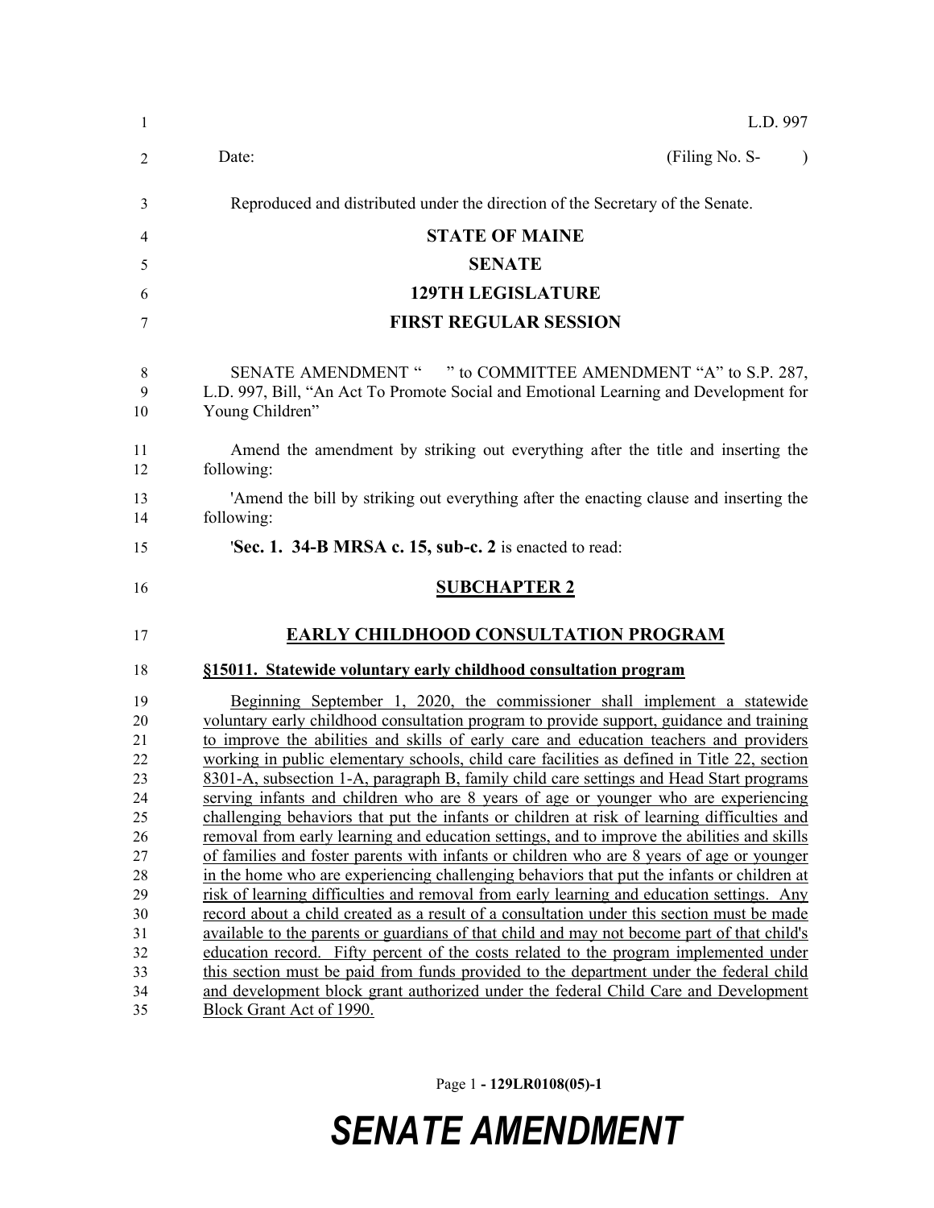L.D. 997

Date: (Filing No. S- )

Reproduced and distributed under the direction of the Secretary of the Senate.

**STATE OF MAINE**

**SENATE**

**129TH LEGISLATURE**

**FIRST REGULAR SESSION**

SENATE AMENDMENT " " to COMMITTEE AMENDMENT "A" to S.P. 287, L.D. 997, Bill, "An Act To Promote Social and Emotional Learning and Development for Young Children"

Amend the amendment by striking out everything after the title and inserting the following:

'Amend the bill by striking out everything after the enacting clause and inserting the following:

'**Sec. 1. 34-B MRSA c. 15, sub-c. 2** is enacted to read:

**SUBCHAPTER 2**

**EARLY CHILDHOOD CONSULTATION PROGRAM**

**§15011. Statewide voluntary early childhood consultation program**

Beginning September 1, 2020, the commissioner shall implement a statewide voluntary early childhood consultation program to provide support, guidance and training to improve the abilities and skills of early care and education teachers and providers working in public elementary schools, child care facilities as defined in Title 22, section 8301-A, subsection 1-A, paragraph B, family child care settings and Head Start programs serving infants and children who are 8 years of age or younger who are experiencing challenging behaviors that put the infants or children at risk of learning difficulties and removal from early learning and education settings, and to improve the abilities and skills of families and foster parents with infants or children who are 8 years of age or younger in the home who are experiencing challenging behaviors that put the infants or children at risk of learning difficulties and removal from early learning and education settings. Any record about a child created as a result of a consultation under this section must be made available to the parents or guardians of that child and may not become part of that child's education record. Fifty percent of the costs related to the program implemented under this section must be paid from funds provided to the department under the federal child and development block grant authorized under the federal Child Care and Development Block Grant Act of 1990.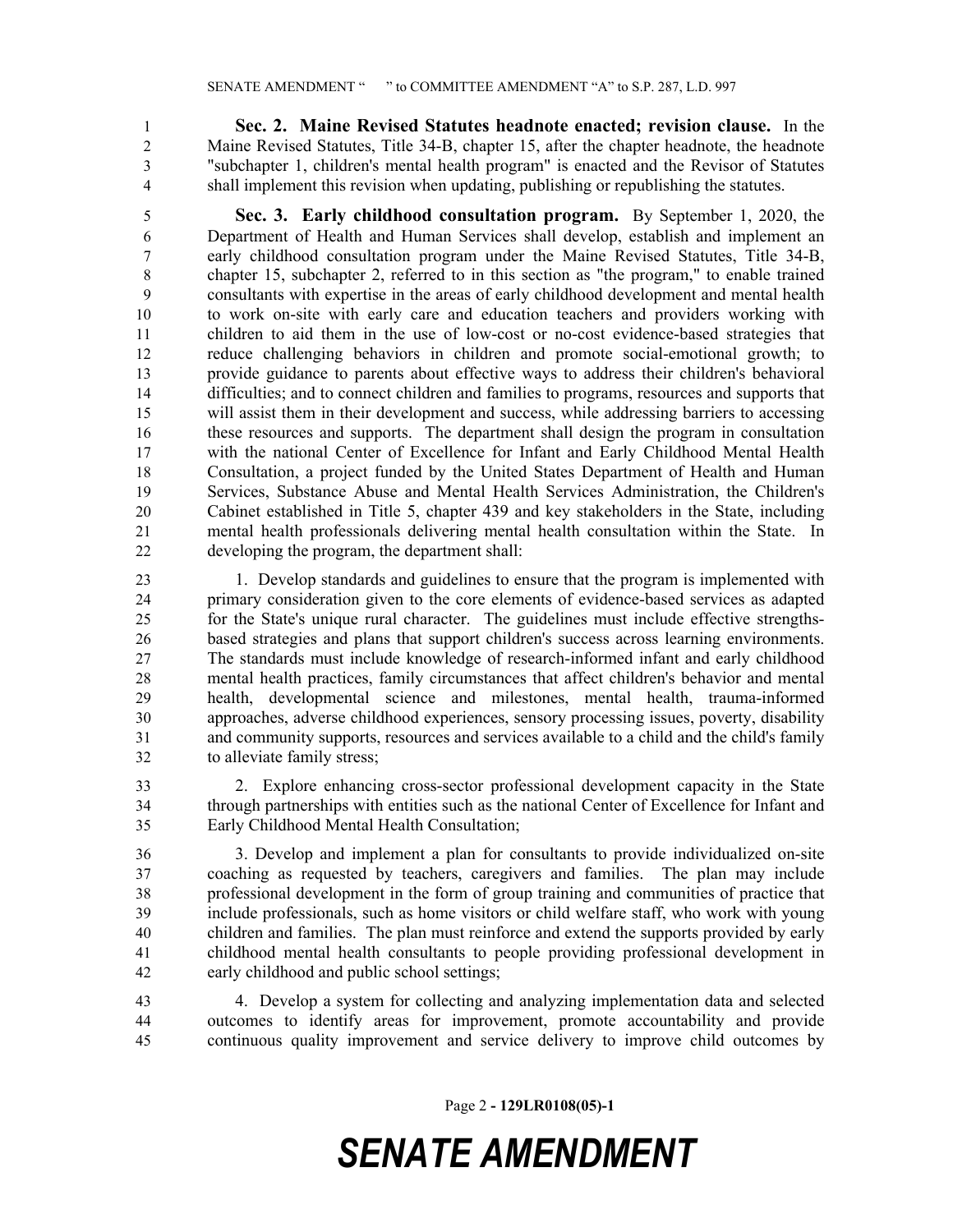**Sec. 2. Maine Revised Statutes headnote enacted; revision clause.** In the Maine Revised Statutes, Title 34-B, chapter 15, after the chapter headnote, the headnote "subchapter 1, children's mental health program" is enacted and the Revisor of Statutes shall implement this revision when updating, publishing or republishing the statutes.

**Sec. 3. Early childhood consultation program.** By September 1, 2020, the Department of Health and Human Services shall develop, establish and implement an early childhood consultation program under the Maine Revised Statutes, Title 34-B, chapter 15, subchapter 2, referred to in this section as "the program," to enable trained consultants with expertise in the areas of early childhood development and mental health to work on-site with early care and education teachers and providers working with children to aid them in the use of low-cost or no-cost evidence-based strategies that reduce challenging behaviors in children and promote social-emotional growth; to provide guidance to parents about effective ways to address their children's behavioral difficulties; and to connect children and families to programs, resources and supports that will assist them in their development and success, while addressing barriers to accessing these resources and supports. The department shall design the program in consultation with the national Center of Excellence for Infant and Early Childhood Mental Health Consultation, a project funded by the United States Department of Health and Human Services, Substance Abuse and Mental Health Services Administration, the Children's Cabinet established in Title 5, chapter 439 and key stakeholders in the State, including mental health professionals delivering mental health consultation within the State. In developing the program, the department shall:

1. Develop standards and guidelines to ensure that the program is implemented with primary consideration given to the core elements of evidence-based services as adapted for the State's unique rural character. The guidelines must include effective strengths-based strategies and plans that support children's success across learning environments. The standards must include knowledge of research-informed infant and early childhood mental health practices, family circumstances that affect children's behavior and mental health, developmental science and milestones, mental health, trauma-informed approaches, adverse childhood experiences, sensory processing issues, poverty, disability and community supports, resources and services available to a child and the child's family to alleviate family stress;

2. Explore enhancing cross-sector professional development capacity in the State through partnerships with entities such as the national Center of Excellence for Infant and Early Childhood Mental Health Consultation;

3. Develop and implement a plan for consultants to provide individualized on-site coaching as requested by teachers, caregivers and families. The plan may include professional development in the form of group training and communities of practice that include professionals, such as home visitors or child welfare staff, who work with young children and families. The plan must reinforce and extend the supports provided by early childhood mental health consultants to people providing professional development in early childhood and public school settings;

4. Develop a system for collecting and analyzing implementation data and selected outcomes to identify areas for improvement, promote accountability and provide continuous quality improvement and service delivery to improve child outcomes by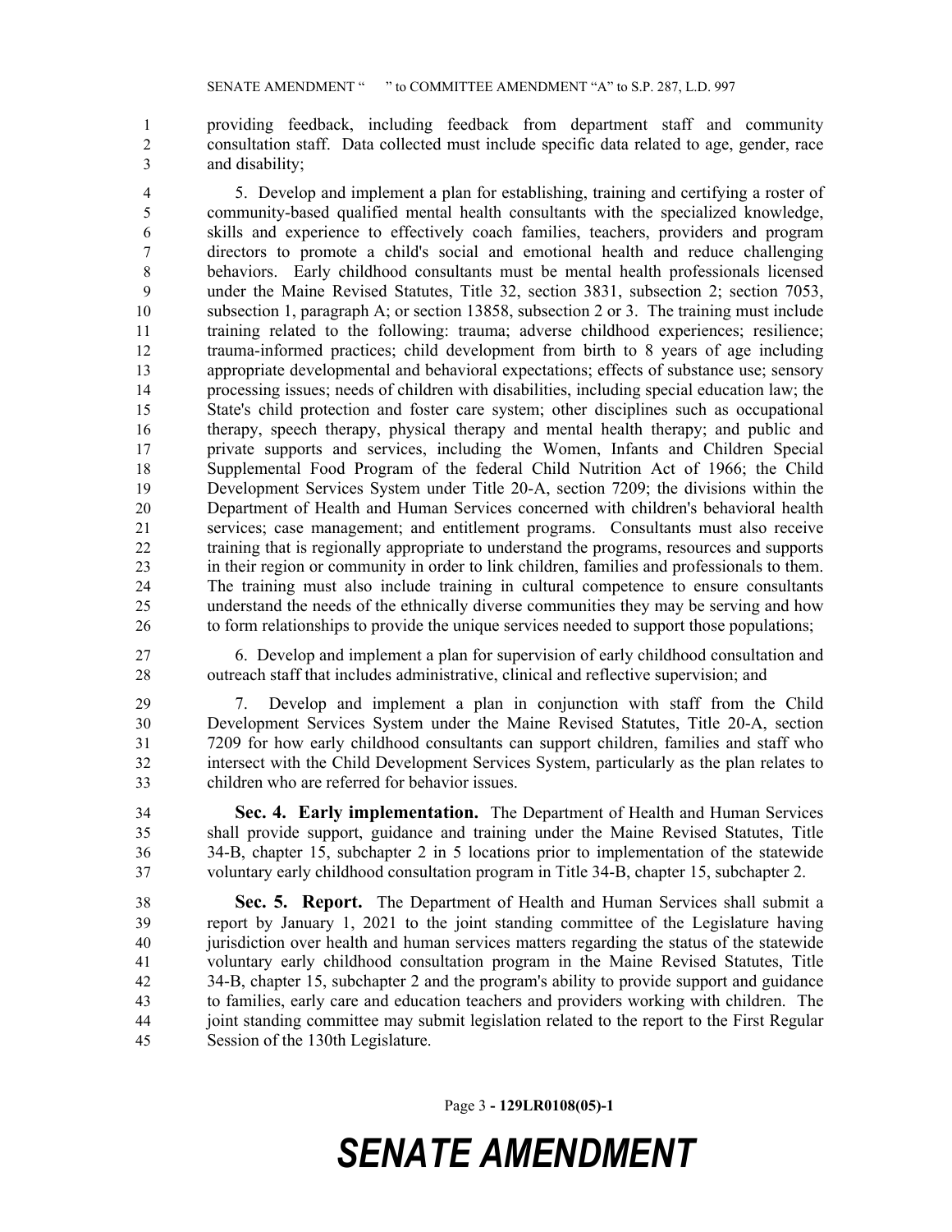providing feedback, including feedback from department staff and community consultation staff. Data collected must include specific data related to age, gender, race and disability;

5. Develop and implement a plan for establishing, training and certifying a roster of community-based qualified mental health consultants with the specialized knowledge, skills and experience to effectively coach families, teachers, providers and program directors to promote a child's social and emotional health and reduce challenging behaviors. Early childhood consultants must be mental health professionals licensed under the Maine Revised Statutes, Title 32, section 3831, subsection 2; section 7053, subsection 1, paragraph A; or section 13858, subsection 2 or 3. The training must include training related to the following: trauma; adverse childhood experiences; resilience; trauma-informed practices; child development from birth to 8 years of age including appropriate developmental and behavioral expectations; effects of substance use; sensory processing issues; needs of children with disabilities, including special education law; the State's child protection and foster care system; other disciplines such as occupational therapy, speech therapy, physical therapy and mental health therapy; and public and private supports and services, including the Women, Infants and Children Special Supplemental Food Program of the federal Child Nutrition Act of 1966; the Child Development Services System under Title 20-A, section 7209; the divisions within the Department of Health and Human Services concerned with children's behavioral health services; case management; and entitlement programs. Consultants must also receive training that is regionally appropriate to understand the programs, resources and supports in their region or community in order to link children, families and professionals to them. The training must also include training in cultural competence to ensure consultants understand the needs of the ethnically diverse communities they may be serving and how to form relationships to provide the unique services needed to support those populations;

6. Develop and implement a plan for supervision of early childhood consultation and outreach staff that includes administrative, clinical and reflective supervision; and

7. Develop and implement a plan in conjunction with staff from the Child Development Services System under the Maine Revised Statutes, Title 20-A, section 7209 for how early childhood consultants can support children, families and staff who intersect with the Child Development Services System, particularly as the plan relates to children who are referred for behavior issues.

**Sec. 4. Early implementation.** The Department of Health and Human Services shall provide support, guidance and training under the Maine Revised Statutes, Title 34-B, chapter 15, subchapter 2 in 5 locations prior to implementation of the statewide voluntary early childhood consultation program in Title 34-B, chapter 15, subchapter 2.

**Sec. 5. Report.** The Department of Health and Human Services shall submit a report by January 1, 2021 to the joint standing committee of the Legislature having jurisdiction over health and human services matters regarding the status of the statewide voluntary early childhood consultation program in the Maine Revised Statutes, Title 34-B, chapter 15, subchapter 2 and the program's ability to provide support and guidance to families, early care and education teachers and providers working with children. The joint standing committee may submit legislation related to the report to the First Regular Session of the 130th Legislature.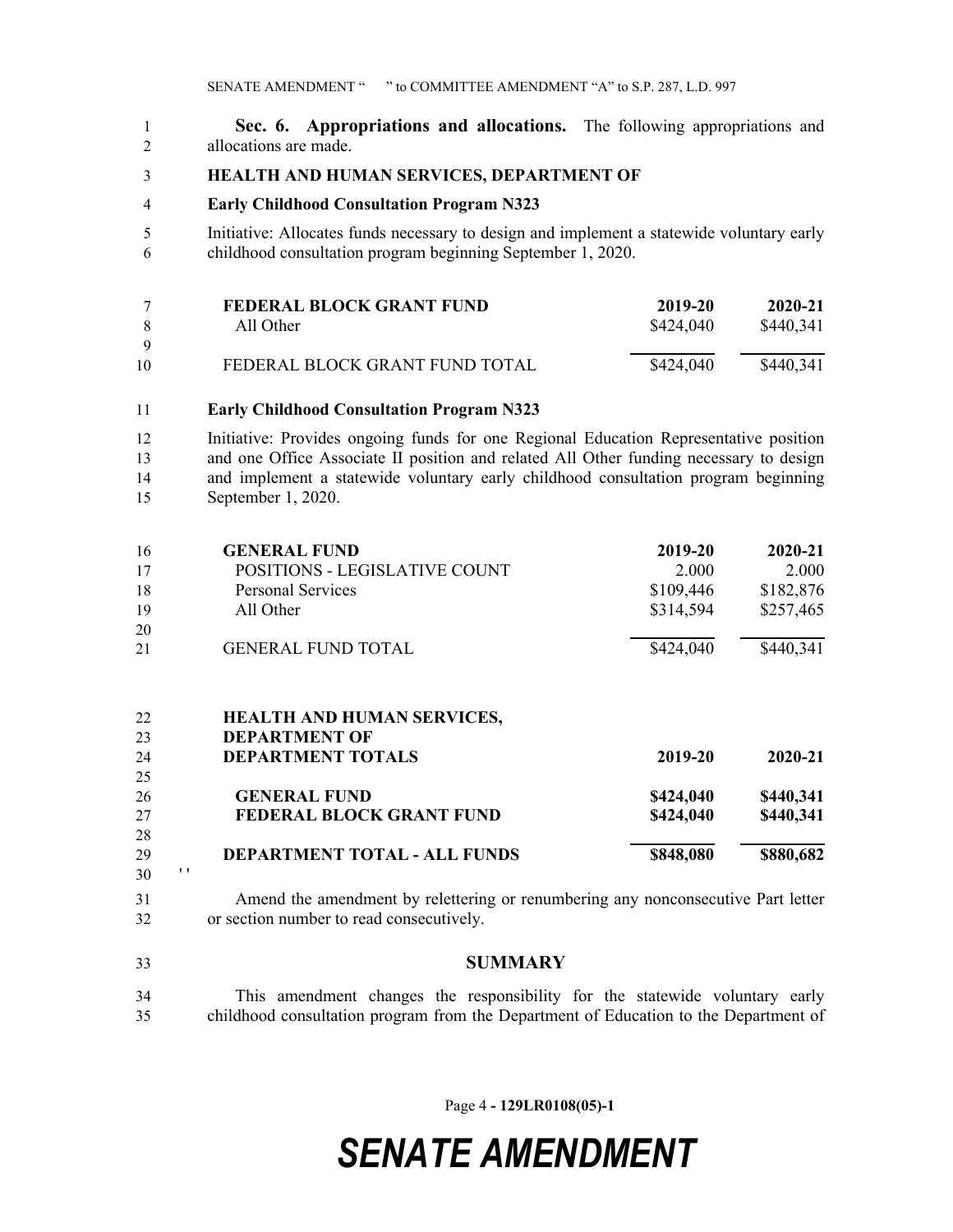**Sec. 6. Appropriations and allocations.** The following appropriations and allocations are made.

**HEALTH AND HUMAN SERVICES, DEPARTMENT OF**

**Early Childhood Consultation Program N323**

Initiative: Allocates funds necessary to design and implement a statewide voluntary early childhood consultation program beginning September 1, 2020.

| **FEDERAL BLOCK GRANT FUND** | **2019-20** | **2020-21** |
|---|---|---|
| All Other | $424,040 | $440,341 |
| FEDERAL BLOCK GRANT FUND TOTAL | $424,040 | $440,341 |

**Early Childhood Consultation Program N323**

Initiative: Provides ongoing funds for one Regional Education Representative position and one Office Associate II position and related All Other funding necessary to design and implement a statewide voluntary early childhood consultation program beginning September 1, 2020.

| **GENERAL FUND** | **2019-20** | **2020-21** |
|---|---|---|
| POSITIONS - LEGISLATIVE COUNT | 2.000 | 2.000 |
| Personal Services | $109,446 | $182,876 |
| All Other | $314,594 | $257,465 |
| GENERAL FUND TOTAL | $424,040 | $440,341 |

| **HEALTH AND HUMAN SERVICES, DEPARTMENT OF DEPARTMENT TOTALS** | **2019-20** | **2020-21** |
|---|---|---|
| **GENERAL FUND** | **$424,040** | **$440,341** |
| **FEDERAL BLOCK GRANT FUND** | **$424,040** | **$440,341** |
| **DEPARTMENT TOTAL - ALL FUNDS** | **$848,080** | **$880,682** |

' '

Amend the amendment by relettering or renumbering any nonconsecutive Part letter or section number to read consecutively.

## SUMMARY

This amendment changes the responsibility for the statewide voluntary early childhood consultation program from the Department of Education to the Department of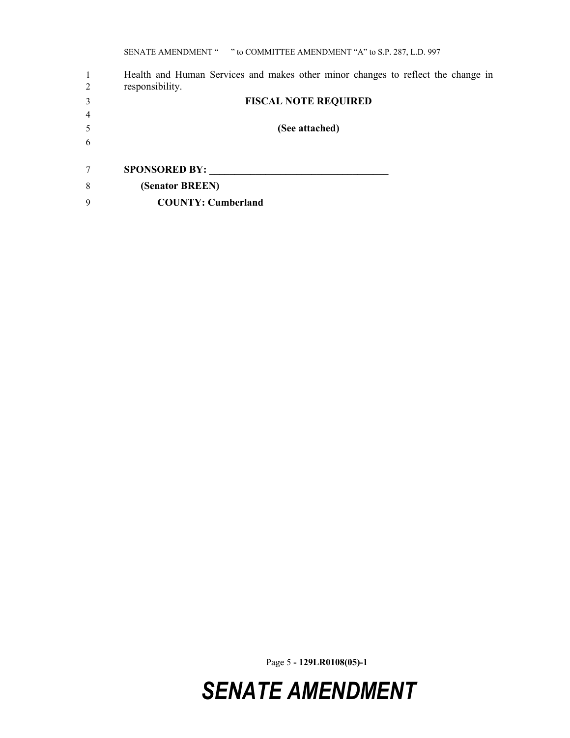Health and Human Services and makes other minor changes to reflect the change in responsibility.

**FISCAL NOTE REQUIRED**

**(See attached)**

**SPONSORED BY: ____________________________________**

**(Senator BREEN)**

**COUNTY: Cumberland**